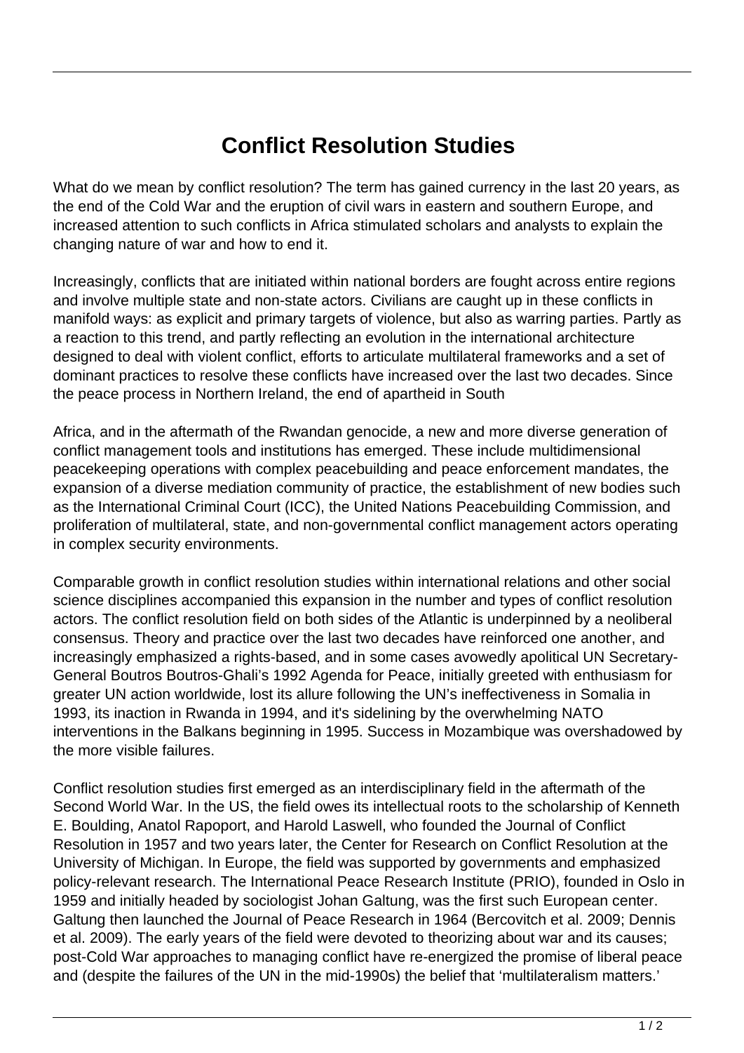# Conflict Resolution Studies

What do we mean by conflict resolution? The term has gained currency in the last 20 years, as the end of the Cold War and the eruption of civil wars in eastern and southern Europe, and increased attention to such conflicts in Africa stimulated scholars and analysts to explain the changing nature of war and how to end it.

Increasingly, conflicts that are initiated within national borders are fought across entire regions and involve multiple state and non-state actors. Civilians are caught up in these conflicts in manifold ways: as explicit and primary targets of violence, but also as warring parties. Partly as a reaction to this trend, and partly reflecting an evolution in the international architecture designed to deal with violent conflict, efforts to articulate multilateral frameworks and a set of dominant practices to resolve these conflicts have increased over the last two decades. Since the peace process in Northern Ireland, the end of apartheid in South

Africa, and in the aftermath of the Rwandan genocide, a new and more diverse generation of conflict management tools and institutions has emerged. These include multidimensional peacekeeping operations with complex peacebuilding and peace enforcement mandates, the expansion of a diverse mediation community of practice, the establishment of new bodies such as the International Criminal Court (ICC), the United Nations Peacebuilding Commission, and proliferation of multilateral, state, and non-governmental conflict management actors operating in complex security environments.

Comparable growth in conflict resolution studies within international relations and other social science disciplines accompanied this expansion in the number and types of conflict resolution actors. The conflict resolution field on both sides of the Atlantic is underpinned by a neoliberal consensus. Theory and practice over the last two decades have reinforced one another, and increasingly emphasized a rights-based, and in some cases avowedly apolitical UN Secretary-General Boutros Boutros-Ghali's 1992 Agenda for Peace, initially greeted with enthusiasm for greater UN action worldwide, lost its allure following the UN's ineffectiveness in Somalia in 1993, its inaction in Rwanda in 1994, and it's sidelining by the overwhelming NATO interventions in the Balkans beginning in 1995. Success in Mozambique was overshadowed by the more visible failures.

Conflict resolution studies first emerged as an interdisciplinary field in the aftermath of the Second World War. In the US, the field owes its intellectual roots to the scholarship of Kenneth E. Boulding, Anatol Rapoport, and Harold Laswell, who founded the Journal of Conflict Resolution in 1957 and two years later, the Center for Research on Conflict Resolution at the University of Michigan. In Europe, the field was supported by governments and emphasized policy-relevant research. The International Peace Research Institute (PRIO), founded in Oslo in 1959 and initially headed by sociologist Johan Galtung, was the first such European center. Galtung then launched the Journal of Peace Research in 1964 (Bercovitch et al. 2009; Dennis et al. 2009). The early years of the field were devoted to theorizing about war and its causes; post-Cold War approaches to managing conflict have re-energized the promise of liberal peace and (despite the failures of the UN in the mid-1990s) the belief that 'multilateralism matters.'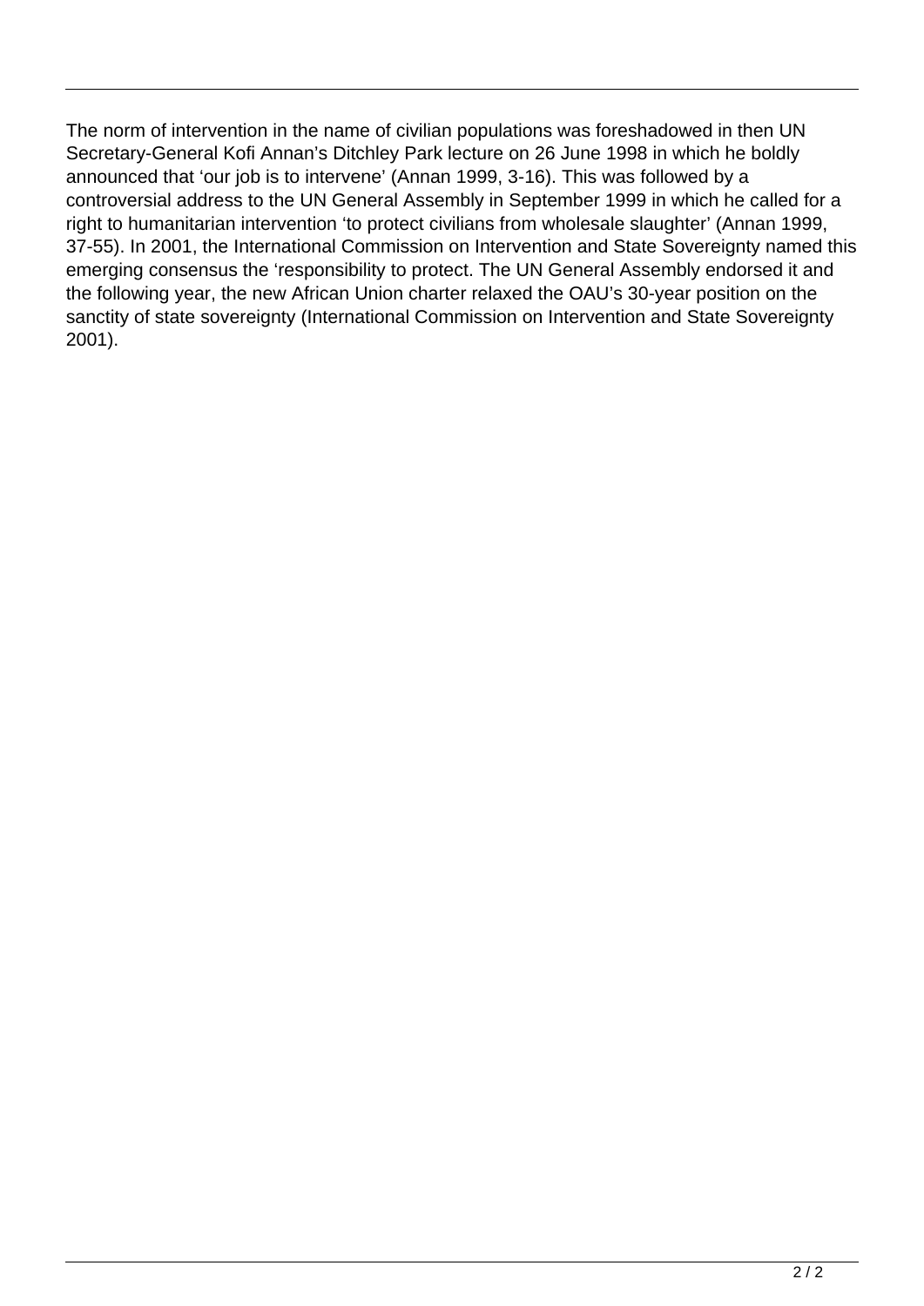The norm of intervention in the name of civilian populations was foreshadowed in then UN Secretary-General Kofi Annan's Ditchley Park lecture on 26 June 1998 in which he boldly announced that 'our job is to intervene' (Annan 1999, 3-16). This was followed by a controversial address to the UN General Assembly in September 1999 in which he called for a right to humanitarian intervention 'to protect civilians from wholesale slaughter' (Annan 1999, 37-55). In 2001, the International Commission on Intervention and State Sovereignty named this emerging consensus the 'responsibility to protect. The UN General Assembly endorsed it and the following year, the new African Union charter relaxed the OAU's 30-year position on the sanctity of state sovereignty (International Commission on Intervention and State Sovereignty 2001).